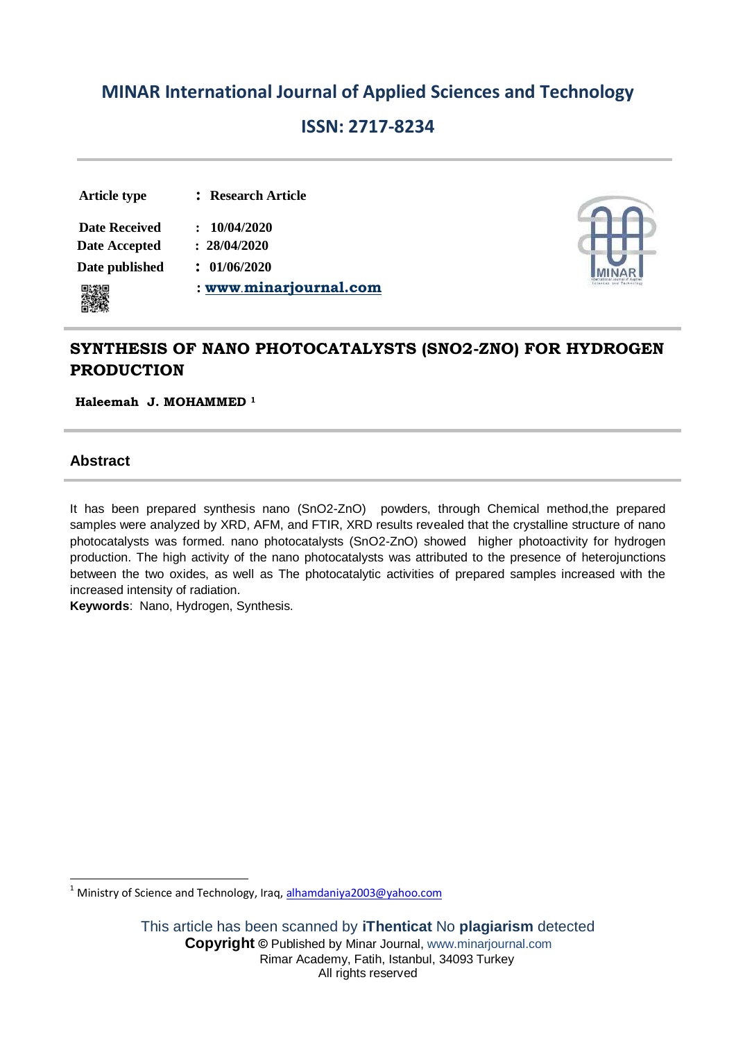# MINAR International Journal of Applied Sciences and Technology

## ISSN: 2717-8234

| | |
|---|---|
| **Article type** | **: Research Article** |
| **Date Received** | **: 10/04/2020** |
| **Date Accepted** | **: 28/04/2020** |
| **Date published** | **: 01/06/2020** |
| | **: www.minarjournal.com** |

## SYNTHESIS OF NANO PHOTOCATALYSTS (SNO2-ZNO) FOR HYDROGEN PRODUCTION

**Haleemah J. MOHAMMED [1]**

### Abstract

It has been prepared synthesis nano ($SnO_2$-ZnO) powders, through Chemical method,the prepared samples were analyzed by XRD, AFM, and FTIR, XRD results revealed that the crystalline structure of nano photocatalysts was formed. nano photocatalysts ($SnO_2$-ZnO) showed higher photoactivity for hydrogen production. The high activity of the nano photocatalysts was attributed to the presence of heterojunctions between the two oxides, as well as The photocatalytic activities of prepared samples increased with the increased intensity of radiation.

**Keywords**: Nano, Hydrogen, Synthesis.

---

[1] Ministry of Science and Technology, Iraq, alhamdaniya2003@yahoo.com

This article has been scanned by **iThenticat** No **plagiarism** detected
**Copyright ©** Published by Minar Journal, www.minarjournal.com
Rimar Academy, Fatih, Istanbul, 34093 Turkey
All rights reserved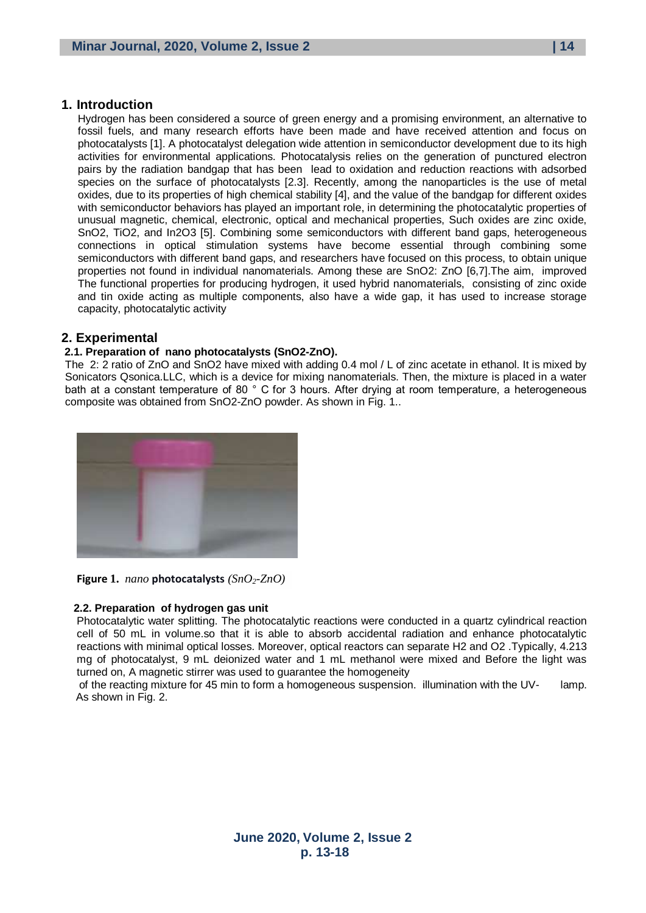## 1. Introduction

Hydrogen has been considered a source of green energy and a promising environment, an alternative to fossil fuels, and many research efforts have been made and have received attention and focus on photocatalysts [1]. A photocatalyst delegation wide attention in semiconductor development due to its high activities for environmental applications. Photocatalysis relies on the generation of punctured electron pairs by the radiation bandgap that has been lead to oxidation and reduction reactions with adsorbed species on the surface of photocatalysts [2.3]. Recently, among the nanoparticles is the use of metal oxides, due to its properties of high chemical stability [4], and the value of the bandgap for different oxides with semiconductor behaviors has played an important role, in determining the photocatalytic properties of unusual magnetic, chemical, electronic, optical and mechanical properties, Such oxides are zinc oxide, $SnO_2$, $TiO_2$, and $In_2O_3$ [5]. Combining some semiconductors with different band gaps, heterogeneous connections in optical stimulation systems have become essential through combining some semiconductors with different band gaps, and researchers have focused on this process, to obtain unique properties not found in individual nanomaterials. Among these are $SnO_2$: ZnO [6,7].The aim, improved The functional properties for producing hydrogen, it used hybrid nanomaterials, consisting of zinc oxide and tin oxide acting as multiple components, also have a wide gap, it has used to increase storage capacity, photocatalytic activity

## 2. Experimental

### 2.1. Preparation of nano photocatalysts ($SnO_2$-ZnO).

The 2: 2 ratio of ZnO and $SnO_2$ have mixed with adding 0.4 mol / L of zinc acetate in ethanol. It is mixed by Sonicators Qsonica.LLC, which is a device for mixing nanomaterials. Then, the mixture is placed in a water bath at a constant temperature of 80 ° C for 3 hours. After drying at room temperature, a heterogeneous composite was obtained from $SnO_2$-ZnO powder. As shown in Fig. 1..

**Figure 1.** *nano* **photocatalysts** *($SnO_2$-ZnO)*

### 2.2. Preparation of hydrogen gas unit

Photocatalytic water splitting. The photocatalytic reactions were conducted in a quartz cylindrical reaction cell of 50 mL in volume.so that it is able to absorb accidental radiation and enhance photocatalytic reactions with minimal optical losses. Moreover, optical reactors can separate $H_2$ and $O_2$ .Typically, 4.213 mg of photocatalyst, 9 mL deionized water and 1 mL methanol were mixed and Before the light was turned on, A magnetic stirrer was used to guarantee the homogeneity of the reacting mixture for 45 min to form a homogeneous suspension. illumination with the UV- lamp. As shown in Fig. 2.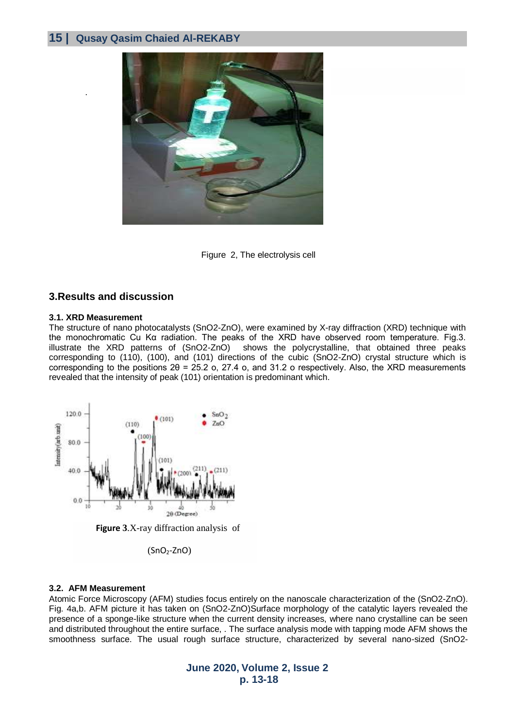Figure 2, The electrolysis cell

## 3.Results and discussion

### 3.1. XRD Measurement

The structure of nano photocatalysts ($SnO_2$-ZnO), were examined by X-ray diffraction (XRD) technique with the monochromatic Cu Kα radiation. The peaks of the XRD have observed room temperature. Fig.3. illustrate the XRD patterns of ($SnO_2$-ZnO) shows the polycrystalline, that obtained three peaks corresponding to (110), (100), and (101) directions of the cubic ($SnO_2$-ZnO) crystal structure which is corresponding to the positions 2θ = 25.2 o, 27.4 o, and 31.2 o respectively. Also, the XRD measurements revealed that the intensity of peak (101) orientation is predominant which.

**Figure 3**.X-ray diffraction analysis of

($SnO_2$-ZnO)

### 3.2. AFM Measurement

Atomic Force Microscopy (AFM) studies focus entirely on the nanoscale characterization of the ($SnO_2$-ZnO). Fig. 4a,b. AFM picture it has taken on ($SnO_2$-ZnO)Surface morphology of the catalytic layers revealed the presence of a sponge-like structure when the current density increases, where nano crystalline can be seen and distributed throughout the entire surface, . The surface analysis mode with tapping mode AFM shows the smoothness surface. The usual rough surface structure, characterized by several nano-sized (SnO2-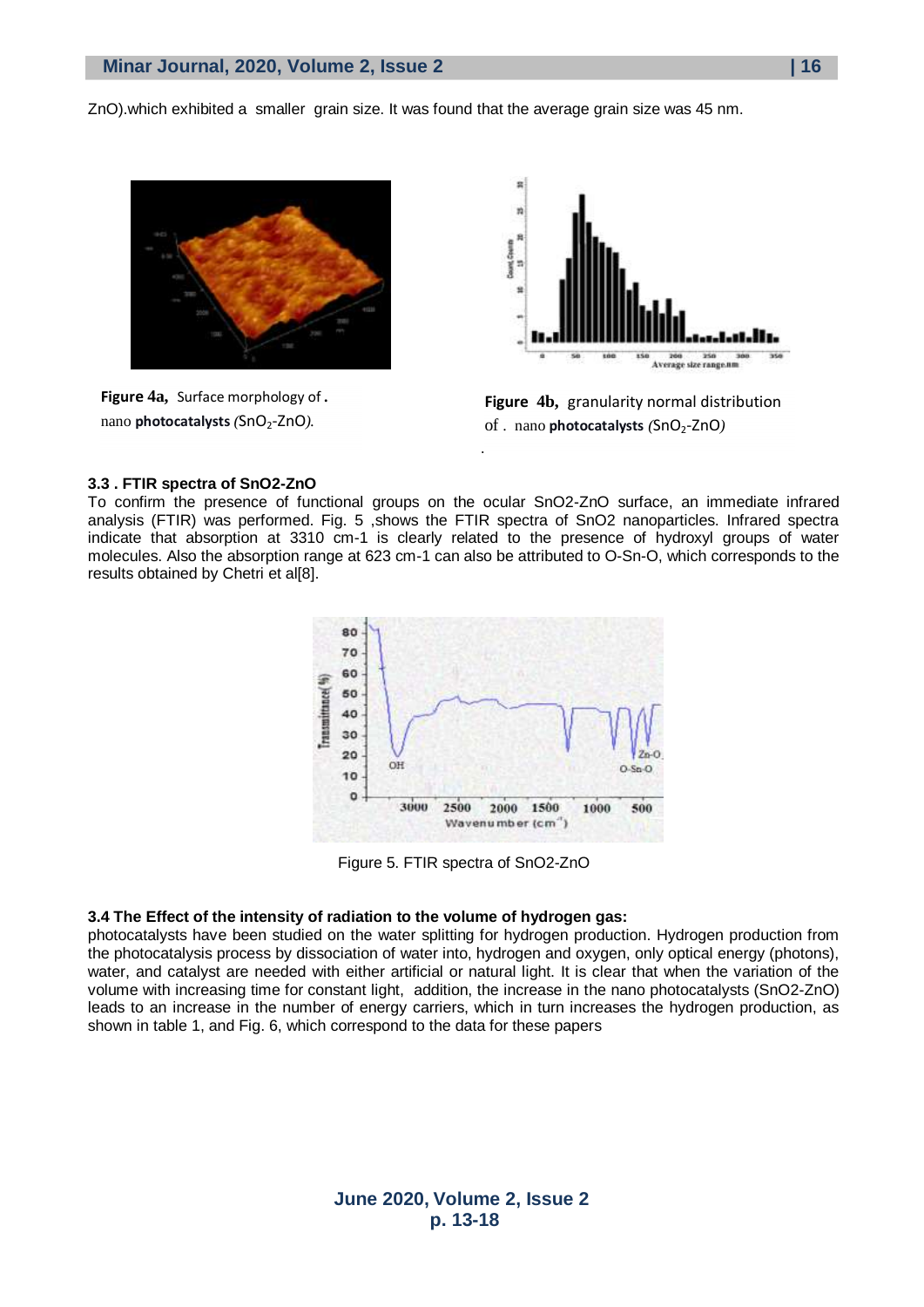ZnO).which exhibited a smaller grain size. It was found that the average grain size was 45 nm.

**Figure 4a,** Surface morphology of . nano **photocatalysts** *(*$SnO_2$-ZnO*)*.

**Figure 4b,** granularity normal distribution of . nano **photocatalysts** *(*$SnO_2$-ZnO*)*

### 3.3 . FTIR spectra of SnO2-ZnO

To confirm the presence of functional groups on the ocular SnO2-ZnO surface, an immediate infrared analysis (FTIR) was performed. Fig. 5 ,shows the FTIR spectra of SnO2 nanoparticles. Infrared spectra indicate that absorption at 3310 cm-1 is clearly related to the presence of hydroxyl groups of water molecules. Also the absorption range at 623 cm-1 can also be attributed to O-Sn-O, which corresponds to the results obtained by Chetri et al[8].

Figure 5. FTIR spectra of SnO2-ZnO

### 3.4 The Effect of the intensity of radiation to the volume of hydrogen gas:

photocatalysts have been studied on the water splitting for hydrogen production. Hydrogen production from the photocatalysis process by dissociation of water into, hydrogen and oxygen, only optical energy (photons), water, and catalyst are needed with either artificial or natural light. It is clear that when the variation of the volume with increasing time for constant light, addition, the increase in the nano photocatalysts (SnO2-ZnO) leads to an increase in the number of energy carriers, which in turn increases the hydrogen production, as shown in table 1, and Fig. 6, which correspond to the data for these papers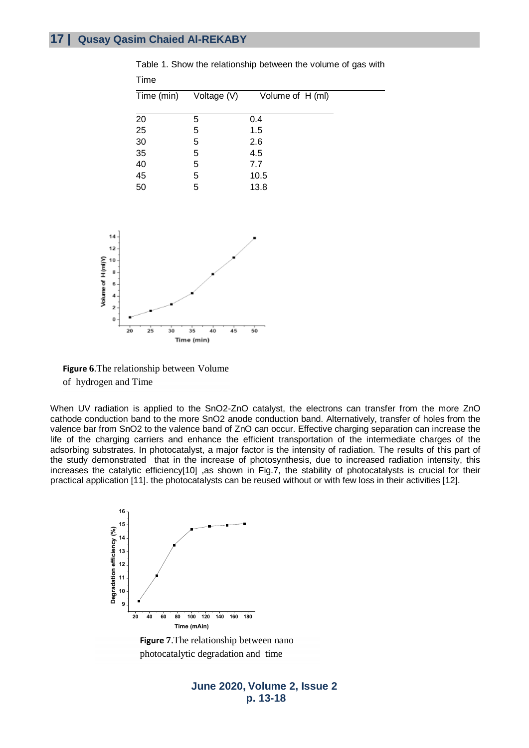Table 1. Show the relationship between the volume of gas with Time

| Time (min) | Voltage (V) | Volume of H (ml) |
|---|---|---|
| 20 | 5 | 0.4 |
| 25 | 5 | 1.5 |
| 30 | 5 | 2.6 |
| 35 | 5 | 4.5 |
| 40 | 5 | 7.7 |
| 45 | 5 | 10.5 |
| 50 | 5 | 13.8 |

**Figure 6**.The relationship between Volume of hydrogen and Time

When UV radiation is applied to the $SnO_2$-ZnO catalyst, the electrons can transfer from the more ZnO cathode conduction band to the more $SnO_2$ anode conduction band. Alternatively, transfer of holes from the valence bar from $SnO_2$ to the valence band of ZnO can occur. Effective charging separation can increase the life of the charging carriers and enhance the efficient transportation of the intermediate charges of the adsorbing substrates. In photocatalyst, a major factor is the intensity of radiation. The results of this part of the study demonstrated that in the increase of photosynthesis, due to increased radiation intensity, this increases the catalytic efficiency[10] ,as shown in Fig.7, the stability of photocatalysts is crucial for their practical application [11]. the photocatalysts can be reused without or with few loss in their activities [12].

**Figure 7**.The relationship between nano photocatalytic degradation and time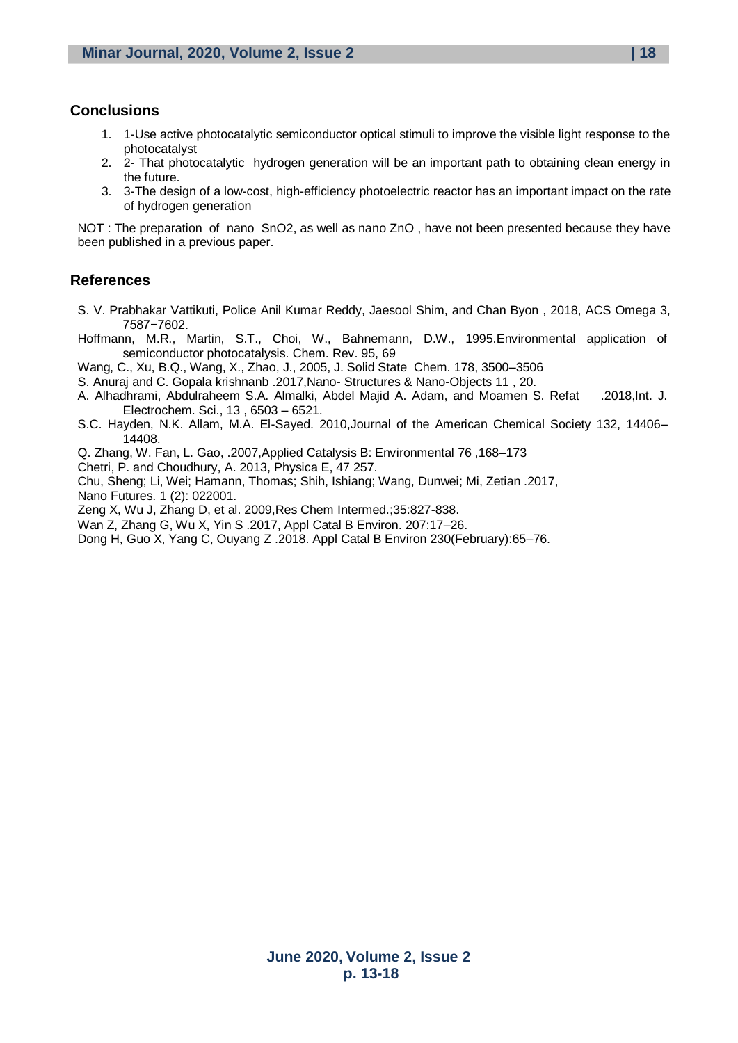## Conclusions

1. 1-Use active photocatalytic semiconductor optical stimuli to improve the visible light response to the photocatalyst
2. 2- That photocatalytic hydrogen generation will be an important path to obtaining clean energy in the future.
3. 3-The design of a low-cost, high-efficiency photoelectric reactor has an important impact on the rate of hydrogen generation

NOT : The preparation of nano $SnO_2$, as well as nano ZnO , have not been presented because they have been published in a previous paper.

## References

S. V. Prabhakar Vattikuti, Police Anil Kumar Reddy, Jaesool Shim, and Chan Byon , 2018, ACS Omega 3, 7587−7602.

Hoffmann, M.R., Martin, S.T., Choi, W., Bahnemann, D.W., 1995.Environmental application of semiconductor photocatalysis. Chem. Rev. 95, 69

Wang, C., Xu, B.Q., Wang, X., Zhao, J., 2005, J. Solid State Chem. 178, 3500–3506

S. Anuraj and C. Gopala krishnanb .2017,Nano- Structures & Nano-Objects 11 , 20.

A. Alhadhrami, Abdulraheem S.A. Almalki, Abdel Majid A. Adam, and Moamen S. Refat .2018,Int. J. Electrochem. Sci., 13 , 6503 – 6521.

S.C. Hayden, N.K. Allam, M.A. El-Sayed. 2010,Journal of the American Chemical Society 132, 14406–14408.

Q. Zhang, W. Fan, L. Gao, .2007,Applied Catalysis B: Environmental 76 ,168–173

Chetri, P. and Choudhury, A. 2013, Physica E, 47 257.

Chu, Sheng; Li, Wei; Hamann, Thomas; Shih, Ishiang; Wang, Dunwei; Mi, Zetian .2017,

Nano Futures. 1 (2): 022001.

Zeng X, Wu J, Zhang D, et al. 2009,Res Chem Intermed.;35:827-838.

Wan Z, Zhang G, Wu X, Yin S .2017, Appl Catal B Environ. 207:17–26.

Dong H, Guo X, Yang C, Ouyang Z .2018. Appl Catal B Environ 230(February):65–76.